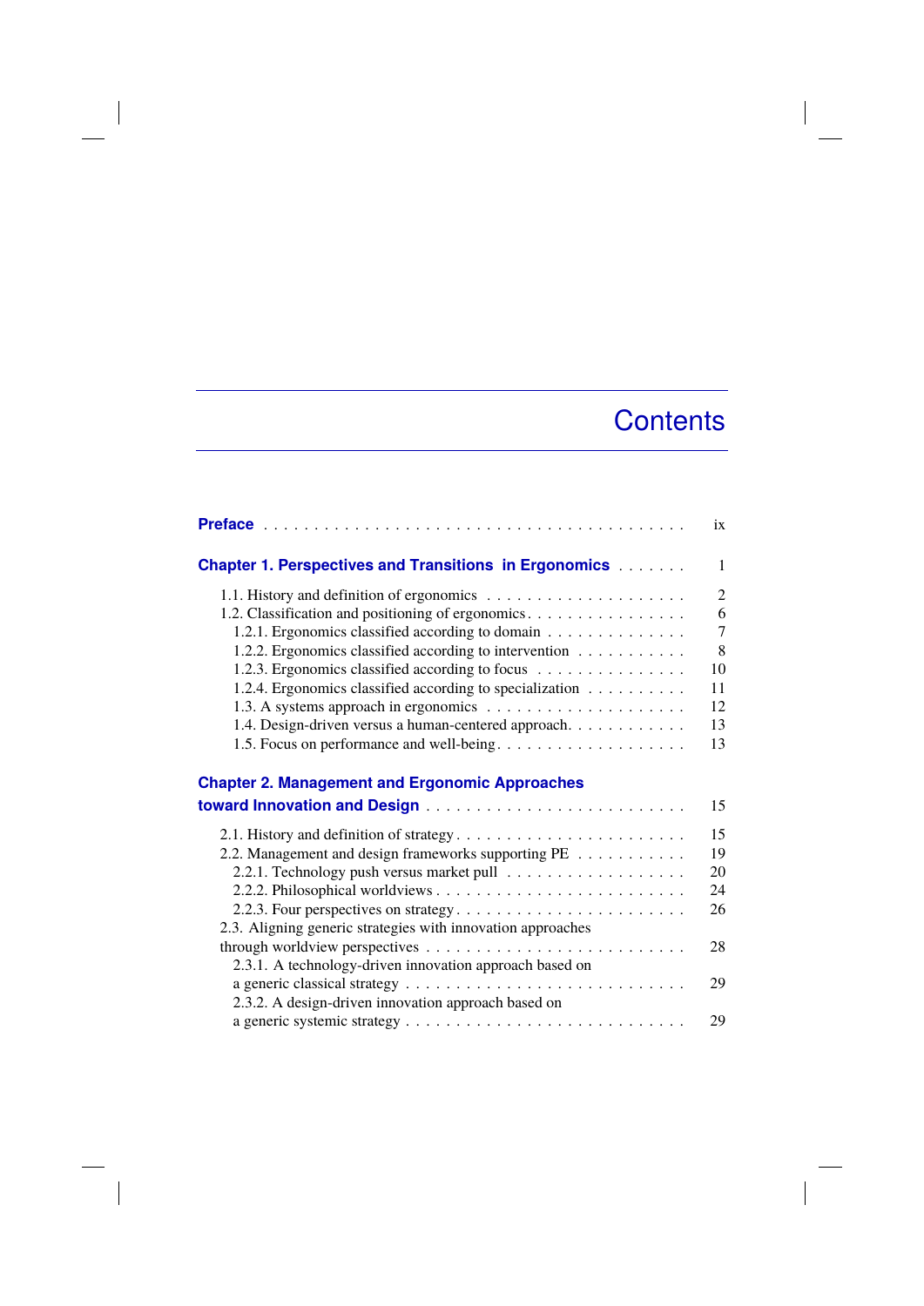# Contents

**Preface** . . . . . . . . . . . . . . . . . . . . . . . . . . . . . . . . . . . . . . . . . ix

**Chapter 1. Perspectives and Transitions in Ergonomics** . . . . . . . 1

1.1. History and definition of ergonomics . . . . . . . . . . . . . . . . . . . . 2
1.2. Classification and positioning of ergonomics . . . . . . . . . . . . . . . . 6
1.2.1. Ergonomics classified according to domain . . . . . . . . . . . . . . 7
1.2.2. Ergonomics classified according to intervention . . . . . . . . . . . 8
1.2.3. Ergonomics classified according to focus . . . . . . . . . . . . . . . 10
1.2.4. Ergonomics classified according to specialization . . . . . . . . . . 11
1.3. A systems approach in ergonomics . . . . . . . . . . . . . . . . . . . . 12
1.4. Design-driven versus a human-centered approach . . . . . . . . . . . . 13
1.5. Focus on performance and well-being . . . . . . . . . . . . . . . . . . . 13

**Chapter 2. Management and Ergonomic Approaches toward Innovation and Design** . . . . . . . . . . . . . . . . . . . . . . . . . 15

2.1. History and definition of strategy . . . . . . . . . . . . . . . . . . . . . . 15
2.2. Management and design frameworks supporting PE . . . . . . . . . . . 19
2.2.1. Technology push versus market pull . . . . . . . . . . . . . . . . . . 20
2.2.2. Philosophical worldviews . . . . . . . . . . . . . . . . . . . . . . . . . 24
2.2.3. Four perspectives on strategy . . . . . . . . . . . . . . . . . . . . . . . 26
2.3. Aligning generic strategies with innovation approaches through worldview perspectives . . . . . . . . . . . . . . . . . . . . . . . . . 28
2.3.1. A technology-driven innovation approach based on a generic classical strategy . . . . . . . . . . . . . . . . . . . . . . . . . . . 29
2.3.2. A design-driven innovation approach based on a generic systemic strategy . . . . . . . . . . . . . . . . . . . . . . . . . . . 29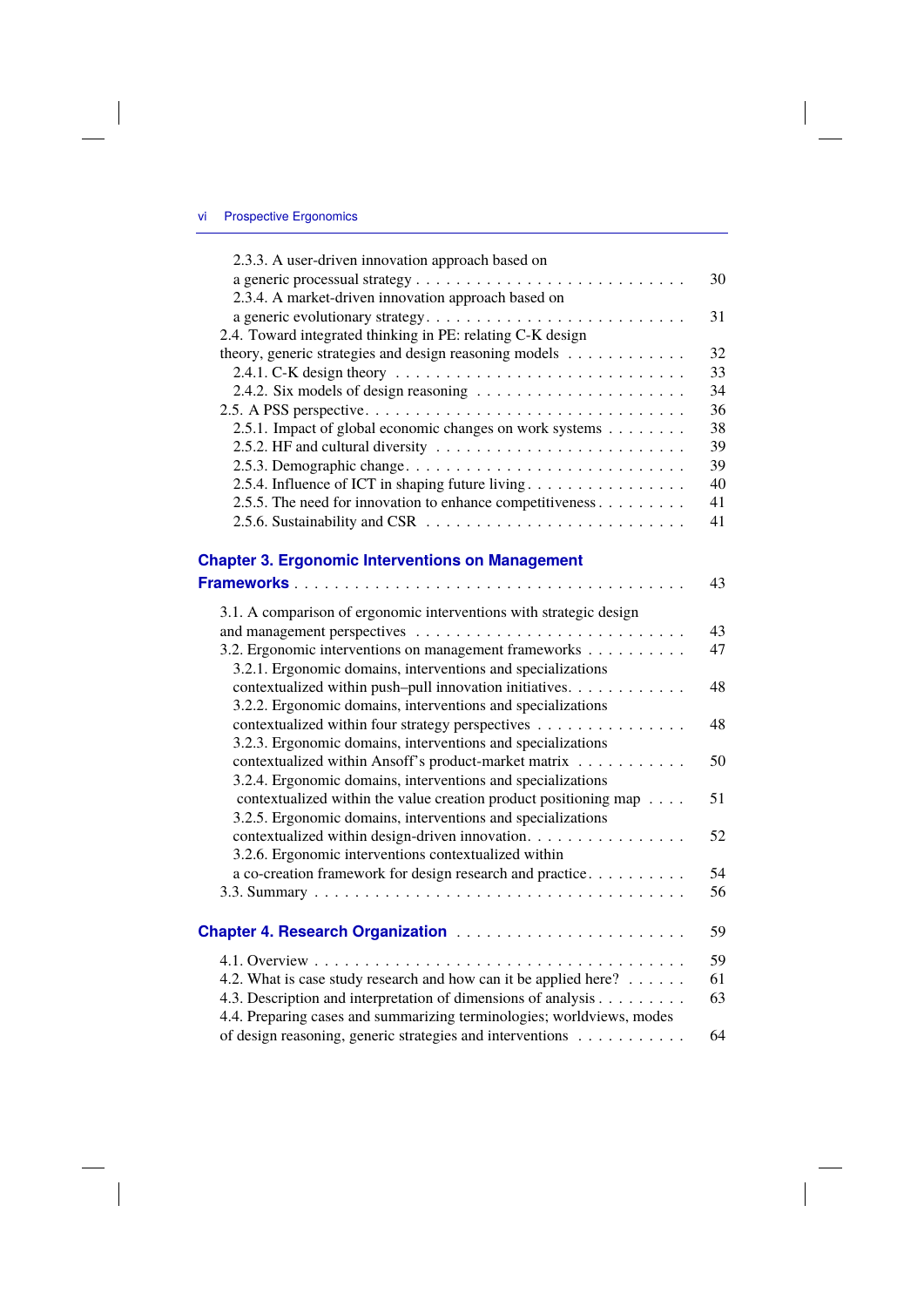2.3.3. A user-driven innovation approach based on a generic processual strategy . . . . . 30

2.3.4. A market-driven innovation approach based on a generic evolutionary strategy . . . . . 31

2.4. Toward integrated thinking in PE: relating C-K design theory, generic strategies and design reasoning models . . . . . 32

2.4.1. C-K design theory . . . . . 33

2.4.2. Six models of design reasoning . . . . . 34

2.5. A PSS perspective . . . . . 36

2.5.1. Impact of global economic changes on work systems . . . . . 38

2.5.2. HF and cultural diversity . . . . . 39

2.5.3. Demographic change . . . . . 39

2.5.4. Influence of ICT in shaping future living . . . . . 40

2.5.5. The need for innovation to enhance competitiveness . . . . . 41

2.5.6. Sustainability and CSR . . . . . 41

**Chapter 3. Ergonomic Interventions on Management Frameworks** . . . . . 43

3.1. A comparison of ergonomic interventions with strategic design and management perspectives . . . . . 43

3.2. Ergonomic interventions on management frameworks . . . . . 47

3.2.1. Ergonomic domains, interventions and specializations contextualized within push–pull innovation initiatives . . . . . 48

3.2.2. Ergonomic domains, interventions and specializations contextualized within four strategy perspectives . . . . . 48

3.2.3. Ergonomic domains, interventions and specializations contextualized within Ansoff's product-market matrix . . . . . 50

3.2.4. Ergonomic domains, interventions and specializations contextualized within the value creation product positioning map . . . . . 51

3.2.5. Ergonomic domains, interventions and specializations contextualized within design-driven innovation . . . . . 52

3.2.6. Ergonomic interventions contextualized within a co-creation framework for design research and practice . . . . . 54

3.3. Summary . . . . . 56

**Chapter 4. Research Organization** . . . . . 59

4.1. Overview . . . . . 59

4.2. What is case study research and how can it be applied here? . . . . . 61

4.3. Description and interpretation of dimensions of analysis . . . . . 63

4.4. Preparing cases and summarizing terminologies; worldviews, modes of design reasoning, generic strategies and interventions . . . . . 64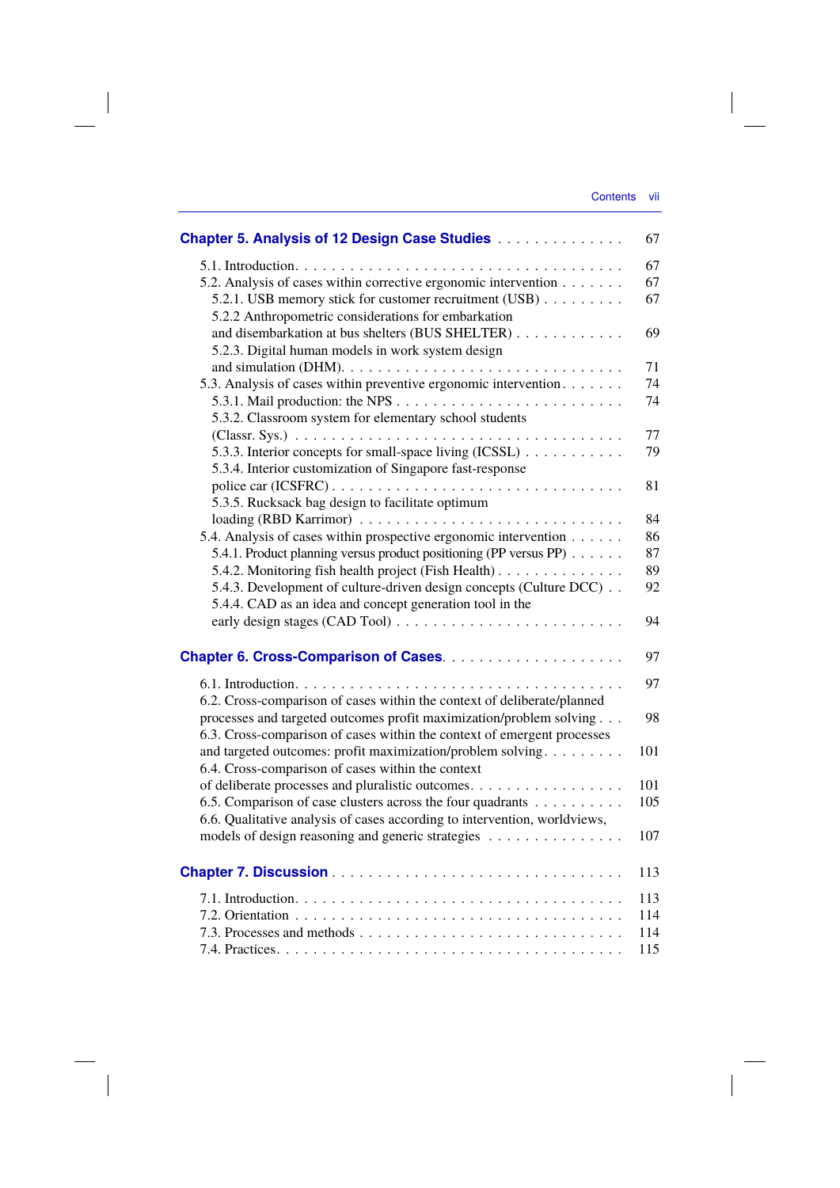**Chapter 5. Analysis of 12 Design Case Studies** . . . . . . . . . . . . . . 67

5.1. Introduction. . . . . . . . . . . . . . . . . . . . . . . . . . . . . . . . . 67
5.2. Analysis of cases within corrective ergonomic intervention . . . . . . . 67
5.2.1. USB memory stick for customer recruitment (USB) . . . . . . . . . 67
5.2.2 Anthropometric considerations for embarkation and disembarkation at bus shelters (BUS SHELTER) . . . . . . . . . . . . 69
5.2.3. Digital human models in work system design and simulation (DHM). . . . . . . . . . . . . . . . . . . . . . . . . . . . 71
5.3. Analysis of cases within preventive ergonomic intervention. . . . . . . 74
5.3.1. Mail production: the NPS . . . . . . . . . . . . . . . . . . . . . . . . 74
5.3.2. Classroom system for elementary school students (Classr. Sys.) . . . . . . . . . . . . . . . . . . . . . . . . . . . . . . . . . 77
5.3.3. Interior concepts for small-space living (ICSSL) . . . . . . . . . . . 79
5.3.4. Interior customization of Singapore fast-response police car (ICSFRC) . . . . . . . . . . . . . . . . . . . . . . . . . . . . . . . 81
5.3.5. Rucksack bag design to facilitate optimum loading (RBD Karrimor) . . . . . . . . . . . . . . . . . . . . . . . . . . . 84
5.4. Analysis of cases within prospective ergonomic intervention . . . . . . 86
5.4.1. Product planning versus product positioning (PP versus PP) . . . . . . 87
5.4.2. Monitoring fish health project (Fish Health) . . . . . . . . . . . . . . 89
5.4.3. Development of culture-driven design concepts (Culture DCC) . . 92
5.4.4. CAD as an idea and concept generation tool in the early design stages (CAD Tool) . . . . . . . . . . . . . . . . . . . . . . . 94

**Chapter 6. Cross-Comparison of Cases**. . . . . . . . . . . . . . . . . . . . 97

6.1. Introduction. . . . . . . . . . . . . . . . . . . . . . . . . . . . . . . . . 97
6.2. Cross-comparison of cases within the context of deliberate/planned processes and targeted outcomes profit maximization/problem solving . . . 98
6.3. Cross-comparison of cases within the context of emergent processes and targeted outcomes: profit maximization/problem solving. . . . . . . . . 101
6.4. Cross-comparison of cases within the context of deliberate processes and pluralistic outcomes. . . . . . . . . . . . . . . . . . 101
6.5. Comparison of case clusters across the four quadrants . . . . . . . . . . 105
6.6. Qualitative analysis of cases according to intervention, worldviews, models of design reasoning and generic strategies . . . . . . . . . . . . . . . 107

**Chapter 7. Discussion** . . . . . . . . . . . . . . . . . . . . . . . . . . . . . 113

7.1. Introduction. . . . . . . . . . . . . . . . . . . . . . . . . . . . . . . . . 113
7.2. Orientation . . . . . . . . . . . . . . . . . . . . . . . . . . . . . . . . . 114
7.3. Processes and methods . . . . . . . . . . . . . . . . . . . . . . . . . . . 114
7.4. Practices. . . . . . . . . . . . . . . . . . . . . . . . . . . . . . . . . . . 115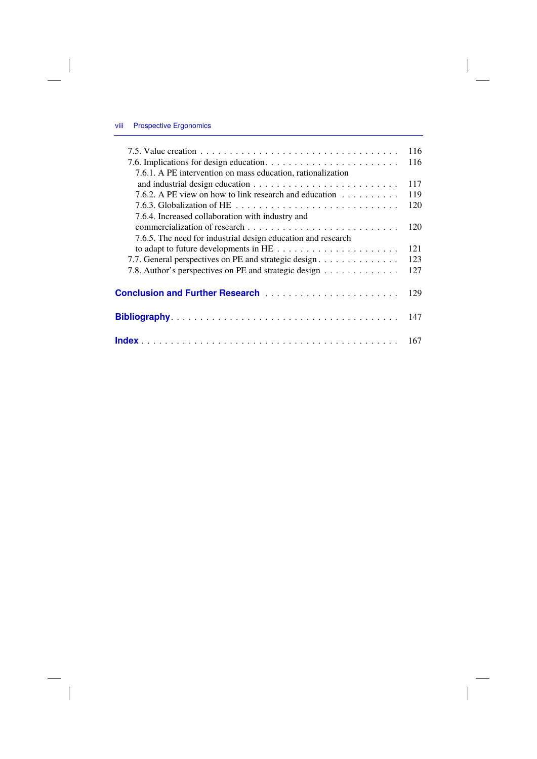7.5. Value creation . . . . . . . . . . . . . . . . . . . . . . . . . . . . . . . . . . 116
7.6. Implications for design education. . . . . . . . . . . . . . . . . . . . . . . . 116
7.6.1. A PE intervention on mass education, rationalization and industrial design education . . . . . . . . . . . . . . . . . . . . . . . . . 117
7.6.2. A PE view on how to link research and education . . . . . . . . . . 119
7.6.3. Globalization of HE . . . . . . . . . . . . . . . . . . . . . . . . . . . 120
7.6.4. Increased collaboration with industry and commercialization of research . . . . . . . . . . . . . . . . . . . . . . . . . . 120
7.6.5. The need for industrial design education and research to adapt to future developments in HE . . . . . . . . . . . . . . . . . . . . . 121
7.7. General perspectives on PE and strategic design . . . . . . . . . . . . . . 123
7.8. Author's perspectives on PE and strategic design . . . . . . . . . . . . . 127

**Conclusion and Further Research** . . . . . . . . . . . . . . . . . . . . . . . . 129

**Bibliography** . . . . . . . . . . . . . . . . . . . . . . . . . . . . . . . . . . . . . 147

**Index** . . . . . . . . . . . . . . . . . . . . . . . . . . . . . . . . . . . . . . . . . . . 167